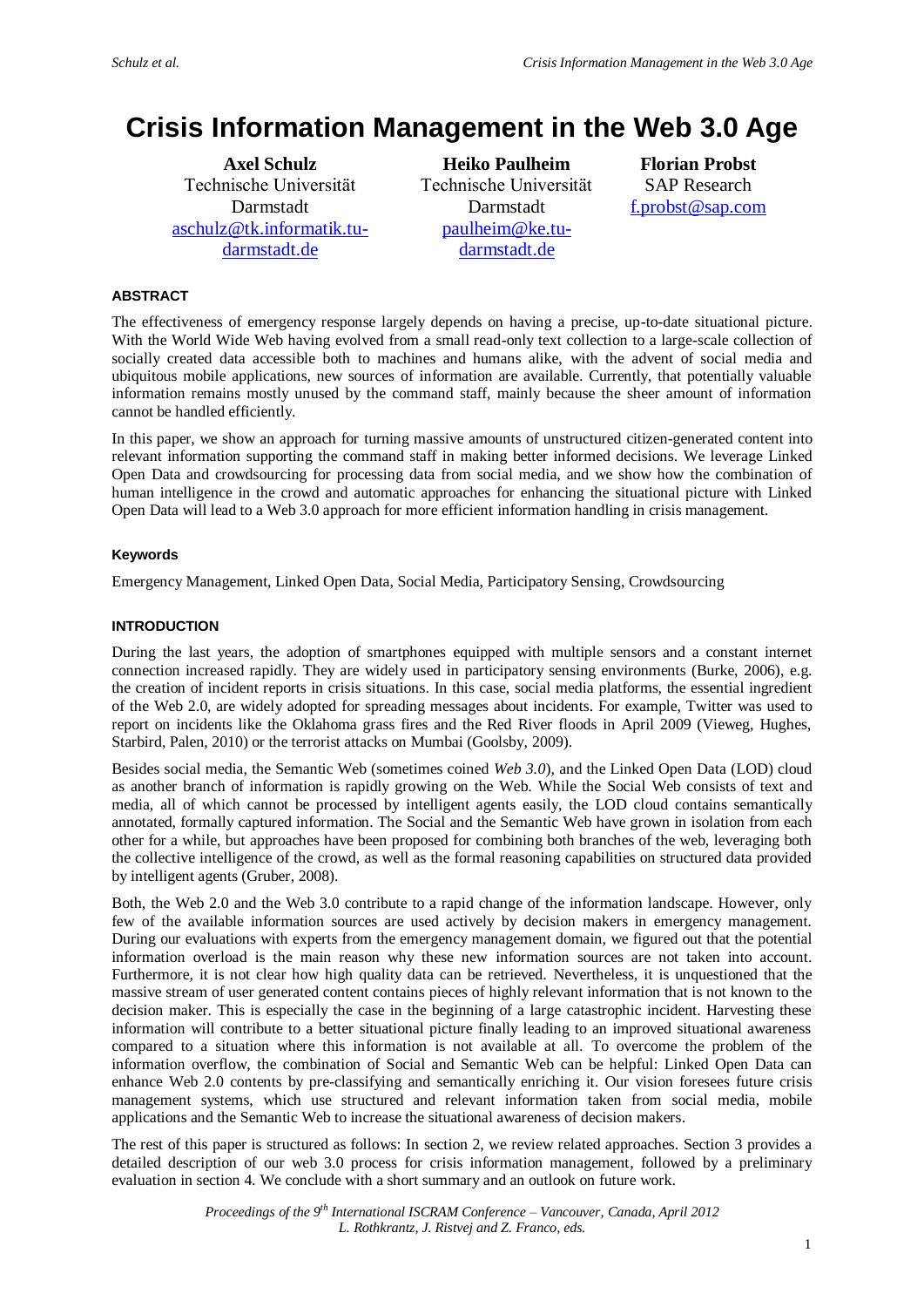# Crisis Information Management in the Web 3.0 Age

**Axel Schulz**
Technische Universität Darmstadt
aschulz@tk.informatik.tu-darmstadt.de

**Heiko Paulheim**
Technische Universität Darmstadt
paulheim@ke.tu-darmstadt.de

**Florian Probst**
SAP Research
f.probst@sap.com

#### ABSTRACT

The effectiveness of emergency response largely depends on having a precise, up-to-date situational picture. With the World Wide Web having evolved from a small read-only text collection to a large-scale collection of socially created data accessible both to machines and humans alike, with the advent of social media and ubiquitous mobile applications, new sources of information are available. Currently, that potentially valuable information remains mostly unused by the command staff, mainly because the sheer amount of information cannot be handled efficiently.

In this paper, we show an approach for turning massive amounts of unstructured citizen-generated content into relevant information supporting the command staff in making better informed decisions. We leverage Linked Open Data and crowdsourcing for processing data from social media, and we show how the combination of human intelligence in the crowd and automatic approaches for enhancing the situational picture with Linked Open Data will lead to a Web 3.0 approach for more efficient information handling in crisis management.

#### Keywords

Emergency Management, Linked Open Data, Social Media, Participatory Sensing, Crowdsourcing

#### INTRODUCTION

During the last years, the adoption of smartphones equipped with multiple sensors and a constant internet connection increased rapidly. They are widely used in participatory sensing environments (Burke, 2006), e.g. the creation of incident reports in crisis situations. In this case, social media platforms, the essential ingredient of the Web 2.0, are widely adopted for spreading messages about incidents. For example, Twitter was used to report on incidents like the Oklahoma grass fires and the Red River floods in April 2009 (Vieweg, Hughes, Starbird, Palen, 2010) or the terrorist attacks on Mumbai (Goolsby, 2009).

Besides social media, the Semantic Web (sometimes coined *Web 3.0*), and the Linked Open Data (LOD) cloud as another branch of information is rapidly growing on the Web. While the Social Web consists of text and media, all of which cannot be processed by intelligent agents easily, the LOD cloud contains semantically annotated, formally captured information. The Social and the Semantic Web have grown in isolation from each other for a while, but approaches have been proposed for combining both branches of the web, leveraging both the collective intelligence of the crowd, as well as the formal reasoning capabilities on structured data provided by intelligent agents (Gruber, 2008).

Both, the Web 2.0 and the Web 3.0 contribute to a rapid change of the information landscape. However, only few of the available information sources are used actively by decision makers in emergency management. During our evaluations with experts from the emergency management domain, we figured out that the potential information overload is the main reason why these new information sources are not taken into account. Furthermore, it is not clear how high quality data can be retrieved. Nevertheless, it is unquestioned that the massive stream of user generated content contains pieces of highly relevant information that is not known to the decision maker. This is especially the case in the beginning of a large catastrophic incident. Harvesting these information will contribute to a better situational picture finally leading to an improved situational awareness compared to a situation where this information is not available at all. To overcome the problem of the information overflow, the combination of Social and Semantic Web can be helpful: Linked Open Data can enhance Web 2.0 contents by pre-classifying and semantically enriching it. Our vision foresees future crisis management systems, which use structured and relevant information taken from social media, mobile applications and the Semantic Web to increase the situational awareness of decision makers.

The rest of this paper is structured as follows: In section 2, we review related approaches. Section 3 provides a detailed description of our web 3.0 process for crisis information management, followed by a preliminary evaluation in section 4. We conclude with a short summary and an outlook on future work.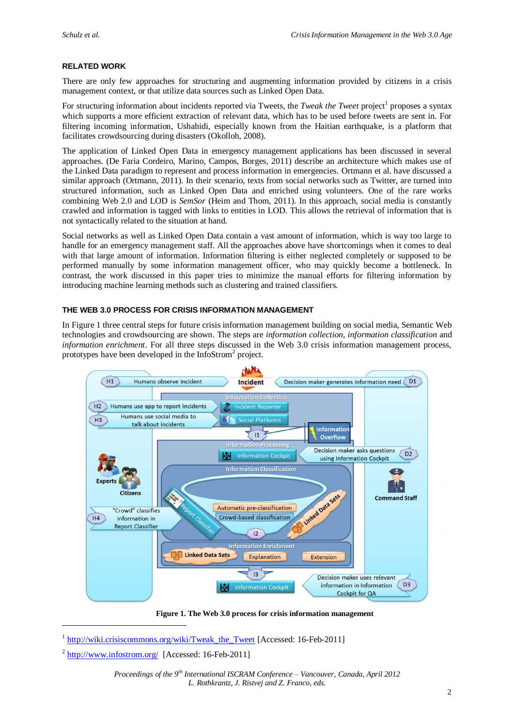## RELATED WORK

There are only few approaches for structuring and augmenting information provided by citizens in a crisis management context, or that utilize data sources such as Linked Open Data.

For structuring information about incidents reported via Tweets, the *Tweak the Tweet* project[1] proposes a syntax which supports a more efficient extraction of relevant data, which has to be used before tweets are sent in. For filtering incoming information, Ushahidi, especially known from the Haitian earthquake, is a platform that facilitates crowdsourcing during disasters (Okolloh, 2008).

The application of Linked Open Data in emergency management applications has been discussed in several approaches. (De Faria Cordeiro, Marino, Campos, Borges, 2011) describe an architecture which makes use of the Linked Data paradigm to represent and process information in emergencies. Ortmann et al. have discussed a similar approach (Ortmann, 2011). In their scenario, texts from social networks such as Twitter, are turned into structured information, such as Linked Open Data and enriched using volunteers. One of the rare works combining Web 2.0 and LOD is *SemSor* (Heim and Thom, 2011). In this approach, social media is constantly crawled and information is tagged with links to entities in LOD. This allows the retrieval of information that is not syntactically related to the situation at hand.

Social networks as well as Linked Open Data contain a vast amount of information, which is way too large to handle for an emergency management staff. All the approaches above have shortcomings when it comes to deal with that large amount of information. Information filtering is either neglected completely or supposed to be performed manually by some information management officer, who may quickly become a bottleneck. In contrast, the work discussed in this paper tries to minimize the manual efforts for filtering information by introducing machine learning methods such as clustering and trained classifiers.

## THE WEB 3.0 PROCESS FOR CRISIS INFORMATION MANAGEMENT

In Figure 1 three central steps for future crisis information management building on social media, Semantic Web technologies and crowdsourcing are shown. The steps are *information collection*, *information classification* and *information enrichment*. For all three steps discussed in the Web 3.0 crisis information management process, prototypes have been developed in the InfoStrom[2] project.

**Figure 1. The Web 3.0 process for crisis information management**

[1] http://wiki.crisiscommons.org/wiki/Tweak_the_Tweet [Accessed: 16-Feb-2011]

[2] http://www.infostrom.org/ [Accessed: 16-Feb-2011]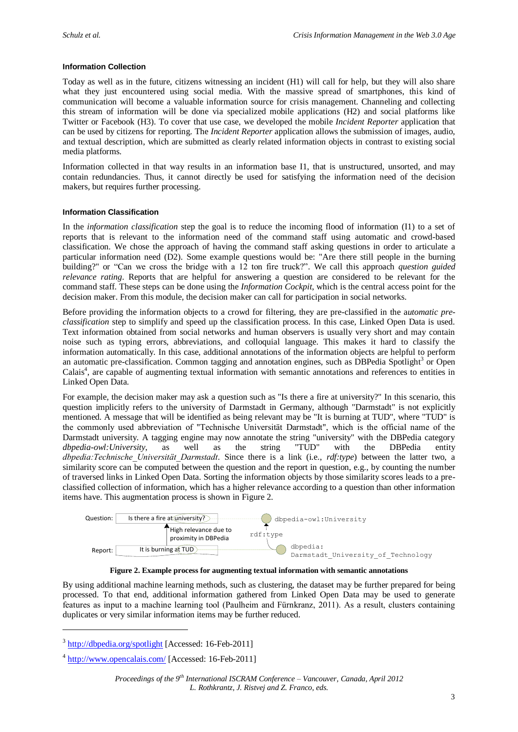#### Information Collection

Today as well as in the future, citizens witnessing an incident (H1) will call for help, but they will also share what they just encountered using social media. With the massive spread of smartphones, this kind of communication will become a valuable information source for crisis management. Channeling and collecting this stream of information will be done via specialized mobile applications (H2) and social platforms like Twitter or Facebook (H3). To cover that use case, we developed the mobile *Incident Reporter* application that can be used by citizens for reporting. The *Incident Reporter* application allows the submission of images, audio, and textual description, which are submitted as clearly related information objects in contrast to existing social media platforms.

Information collected in that way results in an information base I1, that is unstructured, unsorted, and may contain redundancies. Thus, it cannot directly be used for satisfying the information need of the decision makers, but requires further processing.

#### Information Classification

In the *information classification* step the goal is to reduce the incoming flood of information (I1) to a set of reports that is relevant to the information need of the command staff using automatic and crowd-based classification. We chose the approach of having the command staff asking questions in order to articulate a particular information need (D2). Some example questions would be: "Are there still people in the burning building?" or "Can we cross the bridge with a 12 ton fire truck?". We call this approach *question guided relevance rating*. Reports that are helpful for answering a question are considered to be relevant for the command staff. These steps can be done using the *Information Cockpit*, which is the central access point for the decision maker. From this module, the decision maker can call for participation in social networks.

Before providing the information objects to a crowd for filtering, they are pre-classified in the a*utomatic pre-classification* step to simplify and speed up the classification process. In this case, Linked Open Data is used. Text information obtained from social networks and human observers is usually very short and may contain noise such as typing errors, abbreviations, and colloquial language. This makes it hard to classify the information automatically. In this case, additional annotations of the information objects are helpful to perform an automatic pre-classification. Common tagging and annotation engines, such as DBPedia Spotlight[3] or Open Calais[4], are capable of augmenting textual information with semantic annotations and references to entities in Linked Open Data.

For example, the decision maker may ask a question such as "Is there a fire at university?" In this scenario, this question implicitly refers to the university of Darmstadt in Germany, although "Darmstadt" is not explicitly mentioned. A message that will be identified as being relevant may be "It is burning at TUD", where "TUD" is the commonly used abbreviation of "Technische Universität Darmstadt", which is the official name of the Darmstadt university. A tagging engine may now annotate the string "university" with the DBPedia category *dbpedia-owl:University*, as well as the string "TUD" with the DBPedia entity *dbpedia:Technische_Universität_Darmstadt*. Since there is a link (i.e., *rdf:type*) between the latter two, a similarity score can be computed between the question and the report in question, e.g., by counting the number of traversed links in Linked Open Data. Sorting the information objects by those similarity scores leads to a pre-classified collection of information, which has a higher relevance according to a question than other information items have. This augmentation process is shown in Figure 2.

Question: Is there a fire at university? — dbpedia-owl:University
High relevance due to proximity in DBPedia — rdf:type
Report: It is burning at TUD — dbpedia: Darmstadt_University_of_Technology

**Figure 2. Example process for augmenting textual information with semantic annotations**

By using additional machine learning methods, such as clustering, the dataset may be further prepared for being processed. To that end, additional information gathered from Linked Open Data may be used to generate features as input to a machine learning tool (Paulheim and Fürnkranz, 2011). As a result, clusters containing duplicates or very similar information items may be further reduced.

[3] http://dbpedia.org/spotlight [Accessed: 16-Feb-2011]

[4] http://www.opencalais.com/ [Accessed: 16-Feb-2011]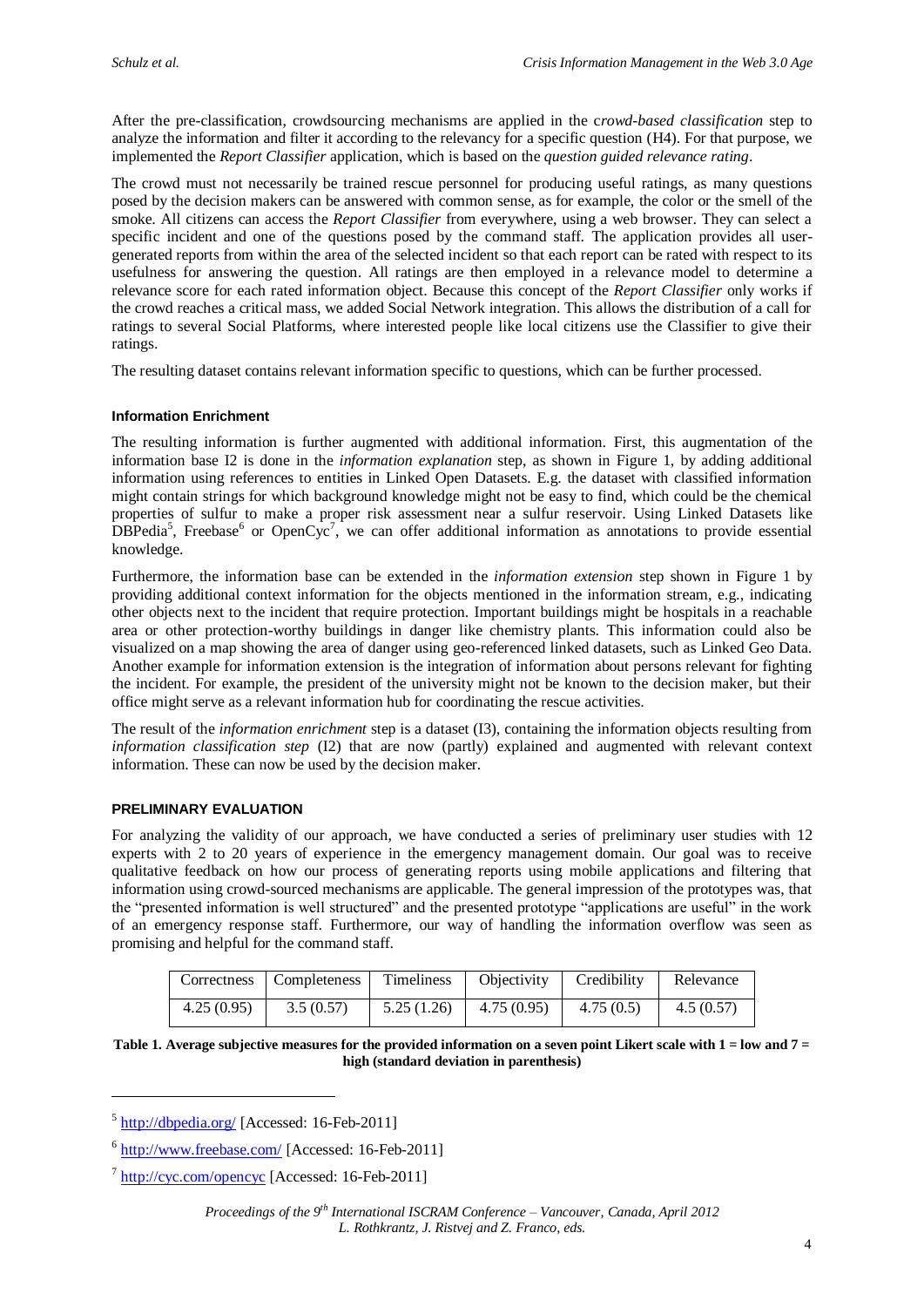After the pre-classification, crowdsourcing mechanisms are applied in the c*rowd-based classification* step to analyze the information and filter it according to the relevancy for a specific question (H4). For that purpose, we implemented the *Report Classifier* application, which is based on the *question guided relevance rating*.

The crowd must not necessarily be trained rescue personnel for producing useful ratings, as many questions posed by the decision makers can be answered with common sense, as for example, the color or the smell of the smoke. All citizens can access the *Report Classifier* from everywhere, using a web browser. They can select a specific incident and one of the questions posed by the command staff. The application provides all user-generated reports from within the area of the selected incident so that each report can be rated with respect to its usefulness for answering the question. All ratings are then employed in a relevance model to determine a relevance score for each rated information object. Because this concept of the *Report Classifier* only works if the crowd reaches a critical mass, we added Social Network integration. This allows the distribution of a call for ratings to several Social Platforms, where interested people like local citizens use the Classifier to give their ratings.

The resulting dataset contains relevant information specific to questions, which can be further processed.

### Information Enrichment

The resulting information is further augmented with additional information. First, this augmentation of the information base I2 is done in the *information explanation* step, as shown in Figure 1, by adding additional information using references to entities in Linked Open Datasets. E.g. the dataset with classified information might contain strings for which background knowledge might not be easy to find, which could be the chemical properties of sulfur to make a proper risk assessment near a sulfur reservoir. Using Linked Datasets like DBPedia[5], Freebase[6] or OpenCyc[7], we can offer additional information as annotations to provide essential knowledge.

Furthermore, the information base can be extended in the *information extension* step shown in Figure 1 by providing additional context information for the objects mentioned in the information stream, e.g., indicating other objects next to the incident that require protection. Important buildings might be hospitals in a reachable area or other protection-worthy buildings in danger like chemistry plants. This information could also be visualized on a map showing the area of danger using geo-referenced linked datasets, such as Linked Geo Data. Another example for information extension is the integration of information about persons relevant for fighting the incident. For example, the president of the university might not be known to the decision maker, but their office might serve as a relevant information hub for coordinating the rescue activities.

The result of the *information enrichment* step is a dataset (I3), containing the information objects resulting from *information classification step* (I2) that are now (partly) explained and augmented with relevant context information. These can now be used by the decision maker.

## PRELIMINARY EVALUATION

For analyzing the validity of our approach, we have conducted a series of preliminary user studies with 12 experts with 2 to 20 years of experience in the emergency management domain. Our goal was to receive qualitative feedback on how our process of generating reports using mobile applications and filtering that information using crowd-sourced mechanisms are applicable. The general impression of the prototypes was, that the "presented information is well structured" and the presented prototype "applications are useful" in the work of an emergency response staff. Furthermore, our way of handling the information overflow was seen as promising and helpful for the command staff.

| Correctness | Completeness | Timeliness | Objectivity | Credibility | Relevance |
|---|---|---|---|---|---|
| 4.25 (0.95) | 3.5 (0.57) | 5.25 (1.26) | 4.75 (0.95) | 4.75 (0.5) | 4.5 (0.57) |

**Table 1. Average subjective measures for the provided information on a seven point Likert scale with 1 = low and 7 = high (standard deviation in parenthesis)**

[5] http://dbpedia.org/ [Accessed: 16-Feb-2011]

[6] http://www.freebase.com/ [Accessed: 16-Feb-2011]

[7] http://cyc.com/opencyc [Accessed: 16-Feb-2011]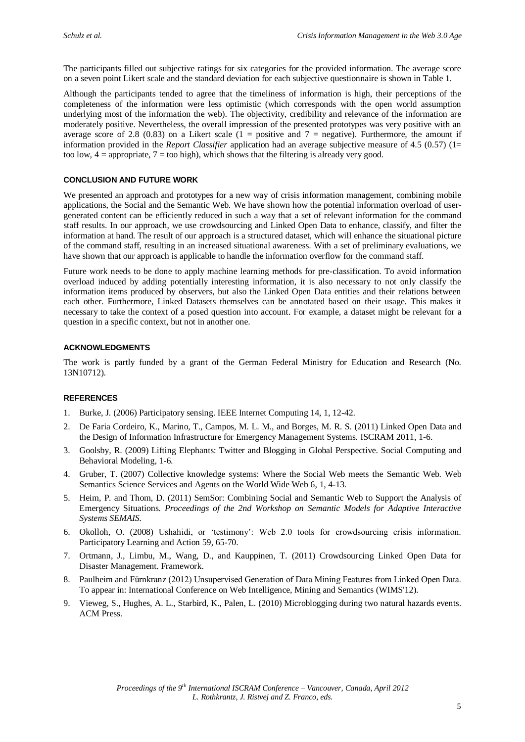The participants filled out subjective ratings for six categories for the provided information. The average score on a seven point Likert scale and the standard deviation for each subjective questionnaire is shown in Table 1.

Although the participants tended to agree that the timeliness of information is high, their perceptions of the completeness of the information were less optimistic (which corresponds with the open world assumption underlying most of the information the web). The objectivity, credibility and relevance of the information are moderately positive. Nevertheless, the overall impression of the presented prototypes was very positive with an average score of 2.8 (0.83) on a Likert scale (1 = positive and 7 = negative). Furthermore, the amount if information provided in the *Report Classifier* application had an average subjective measure of 4.5 (0.57) (1= too low, 4 = appropriate, 7 = too high), which shows that the filtering is already very good.

## CONCLUSION AND FUTURE WORK

We presented an approach and prototypes for a new way of crisis information management, combining mobile applications, the Social and the Semantic Web. We have shown how the potential information overload of user-generated content can be efficiently reduced in such a way that a set of relevant information for the command staff results. In our approach, we use crowdsourcing and Linked Open Data to enhance, classify, and filter the information at hand. The result of our approach is a structured dataset, which will enhance the situational picture of the command staff, resulting in an increased situational awareness. With a set of preliminary evaluations, we have shown that our approach is applicable to handle the information overflow for the command staff.

Future work needs to be done to apply machine learning methods for pre-classification. To avoid information overload induced by adding potentially interesting information, it is also necessary to not only classify the information items produced by observers, but also the Linked Open Data entities and their relations between each other. Furthermore, Linked Datasets themselves can be annotated based on their usage. This makes it necessary to take the context of a posed question into account. For example, a dataset might be relevant for a question in a specific context, but not in another one.

## ACKNOWLEDGMENTS

The work is partly funded by a grant of the German Federal Ministry for Education and Research (No. 13N10712).

## REFERENCES

1. Burke, J. (2006) Participatory sensing. IEEE Internet Computing 14, 1, 12-42.
2. De Faria Cordeiro, K., Marino, T., Campos, M. L. M., and Borges, M. R. S. (2011) Linked Open Data and the Design of Information Infrastructure for Emergency Management Systems. ISCRAM 2011, 1-6.
3. Goolsby, R. (2009) Lifting Elephants: Twitter and Blogging in Global Perspective. Social Computing and Behavioral Modeling, 1-6.
4. Gruber, T. (2007) Collective knowledge systems: Where the Social Web meets the Semantic Web. Web Semantics Science Services and Agents on the World Wide Web 6, 1, 4-13.
5. Heim, P. and Thom, D. (2011) SemSor: Combining Social and Semantic Web to Support the Analysis of Emergency Situations. *Proceedings of the 2nd Workshop on Semantic Models for Adaptive Interactive Systems SEMAIS.*
6. Okolloh, O. (2008) Ushahidi, or 'testimony': Web 2.0 tools for crowdsourcing crisis information. Participatory Learning and Action 59, 65-70.
7. Ortmann, J., Limbu, M., Wang, D., and Kauppinen, T. (2011) Crowdsourcing Linked Open Data for Disaster Management. Framework.
8. Paulheim and Fürnkranz (2012) Unsupervised Generation of Data Mining Features from Linked Open Data. To appear in: International Conference on Web Intelligence, Mining and Semantics (WIMS'12).
9. Vieweg, S., Hughes, A. L., Starbird, K., Palen, L. (2010) Microblogging during two natural hazards events. ACM Press.